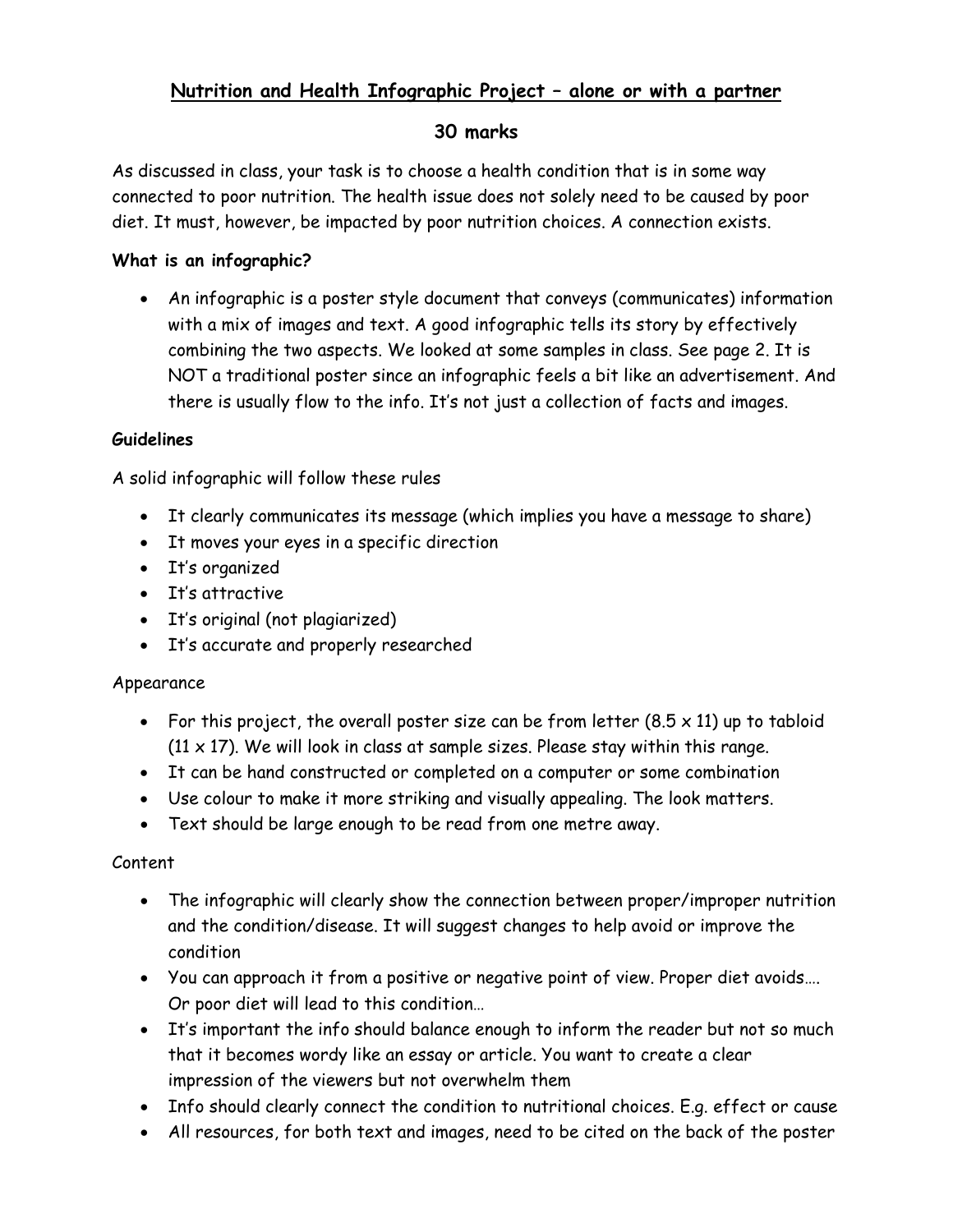# Nutrition and Health Infographic Project – alone or with a partner

## 30 marks

As discussed in class, your task is to choose a health condition that is in some way connected to poor nutrition. The health issue does not solely need to be caused by poor diet. It must, however, be impacted by poor nutrition choices. A connection exists.

**What is an infographic?**

- An infographic is a poster style document that conveys (communicates) information with a mix of images and text. A good infographic tells its story by effectively combining the two aspects. We looked at some samples in class. See page 2. It is NOT a traditional poster since an infographic feels a bit like an advertisement. And there is usually flow to the info. It's not just a collection of facts and images.

**Guidelines**

A solid infographic will follow these rules

- It clearly communicates its message (which implies you have a message to share)
- It moves your eyes in a specific direction
- It's organized
- It's attractive
- It's original (not plagiarized)
- It's accurate and properly researched

Appearance

- For this project, the overall poster size can be from letter (8.5 x 11) up to tabloid (11 x 17). We will look in class at sample sizes. Please stay within this range.
- It can be hand constructed or completed on a computer or some combination
- Use colour to make it more striking and visually appealing. The look matters.
- Text should be large enough to be read from one metre away.

Content

- The infographic will clearly show the connection between proper/improper nutrition and the condition/disease. It will suggest changes to help avoid or improve the condition
- You can approach it from a positive or negative point of view. Proper diet avoids…. Or poor diet will lead to this condition…
- It's important the info should balance enough to inform the reader but not so much that it becomes wordy like an essay or article. You want to create a clear impression of the viewers but not overwhelm them
- Info should clearly connect the condition to nutritional choices. E.g. effect or cause
- All resources, for both text and images, need to be cited on the back of the poster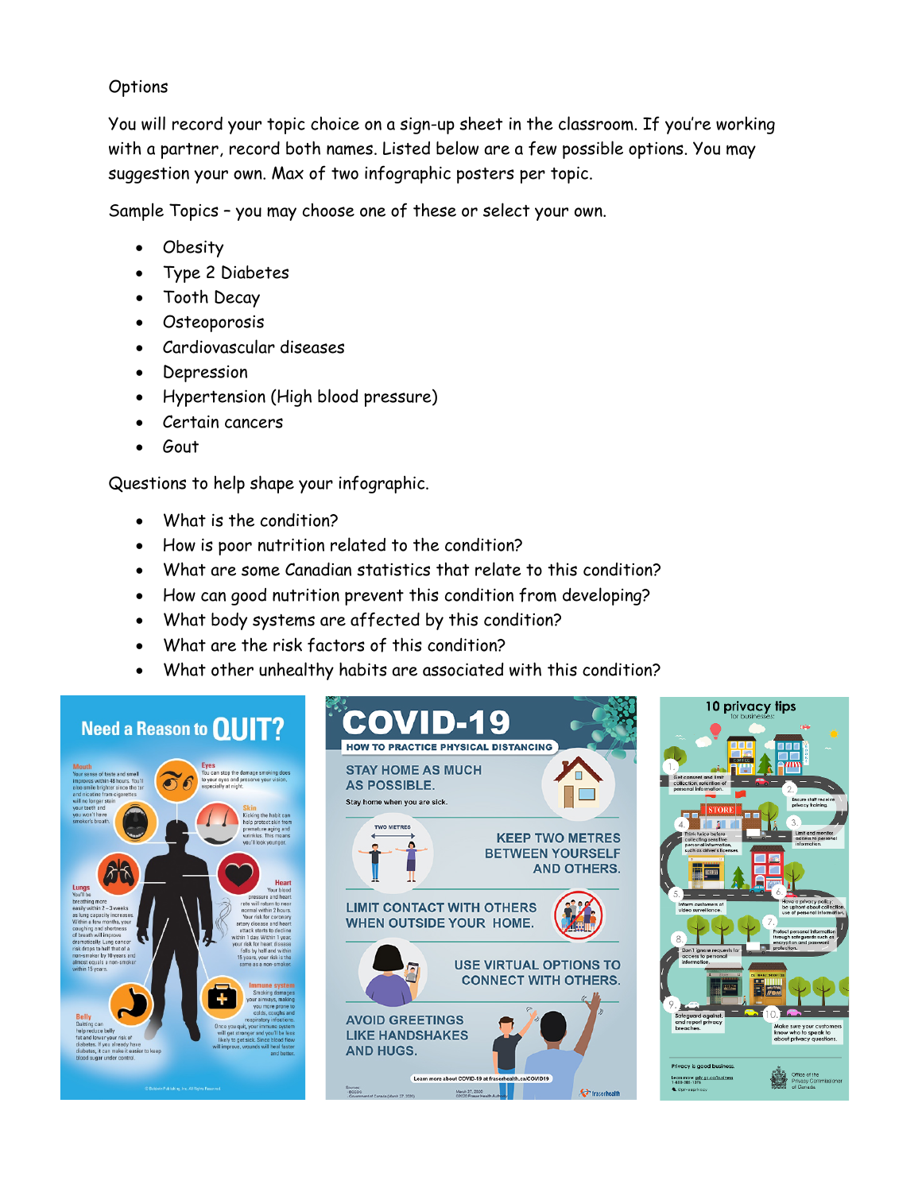Options

You will record your topic choice on a sign-up sheet in the classroom. If you're working with a partner, record both names. Listed below are a few possible options. You may suggestion your own. Max of two infographic posters per topic.

Sample Topics – you may choose one of these or select your own.

- Obesity
- Type 2 Diabetes
- Tooth Decay
- Osteoporosis
- Cardiovascular diseases
- Depression
- Hypertension (High blood pressure)
- Certain cancers
- Gout

Questions to help shape your infographic.

- What is the condition?
- How is poor nutrition related to the condition?
- What are some Canadian statistics that relate to this condition?
- How can good nutrition prevent this condition from developing?
- What body systems are affected by this condition?
- What are the risk factors of this condition?
- What other unhealthy habits are associated with this condition?